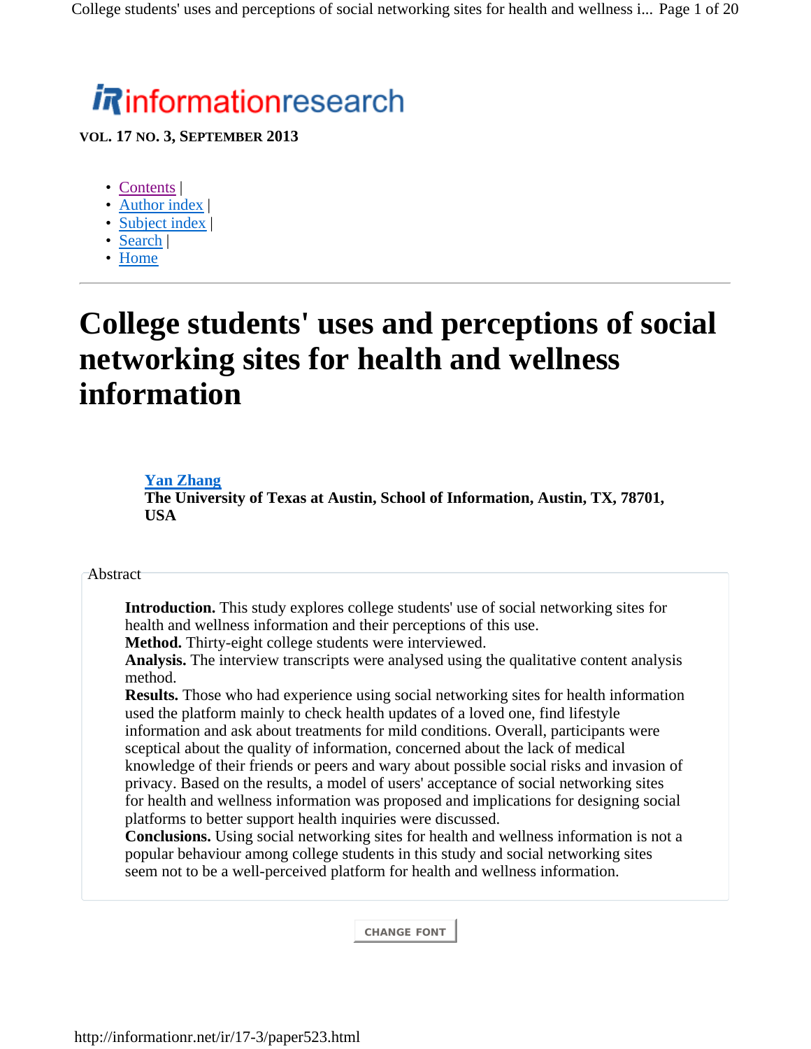informationresearch

VOL. 17 NO. 3, SEPTEMBER 2013

- Contents |
- Author index |
- Subject index |
- Search |
- Home

# College students' uses and perceptions of social networking sites for health and wellness information

**Yan Zhang**
**The University of Texas at Austin, School of Information, Austin, TX, 78701, USA**

Abstract

**Introduction.** This study explores college students' use of social networking sites for health and wellness information and their perceptions of this use.
**Method.** Thirty-eight college students were interviewed.
**Analysis.** The interview transcripts were analysed using the qualitative content analysis method.
**Results.** Those who had experience using social networking sites for health information used the platform mainly to check health updates of a loved one, find lifestyle information and ask about treatments for mild conditions. Overall, participants were sceptical about the quality of information, concerned about the lack of medical knowledge of their friends or peers and wary about possible social risks and invasion of privacy. Based on the results, a model of users' acceptance of social networking sites for health and wellness information was proposed and implications for designing social platforms to better support health inquiries were discussed.
**Conclusions.** Using social networking sites for health and wellness information is not a popular behaviour among college students in this study and social networking sites seem not to be a well-perceived platform for health and wellness information.

CHANGE FONT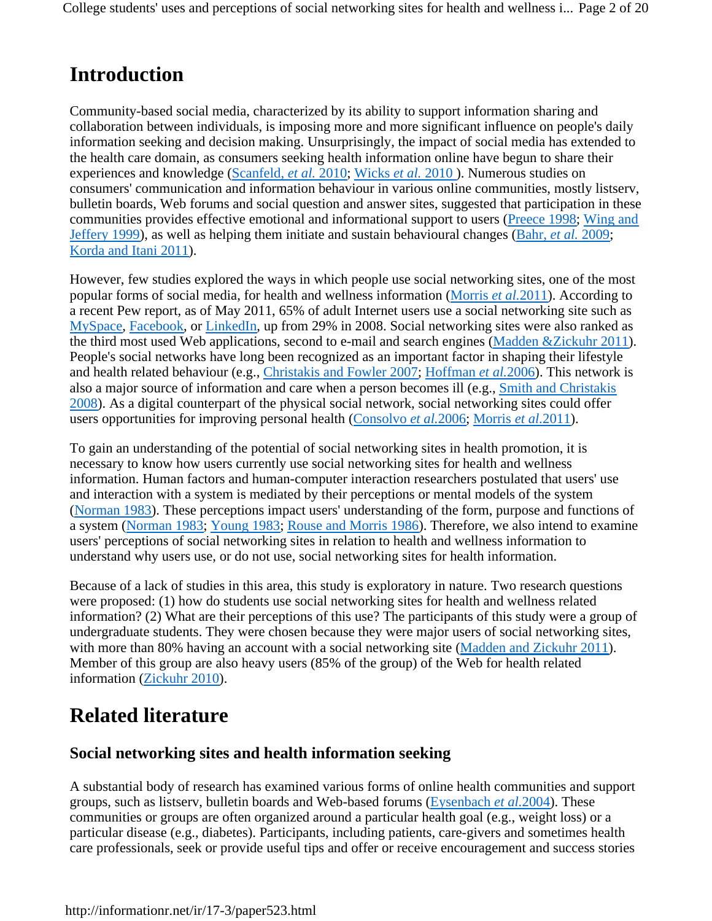## Introduction

Community-based social media, characterized by its ability to support information sharing and collaboration between individuals, is imposing more and more significant influence on people's daily information seeking and decision making. Unsurprisingly, the impact of social media has extended to the health care domain, as consumers seeking health information online have begun to share their experiences and knowledge (Scanfeld, *et al.* 2010; Wicks *et al.* 2010 ). Numerous studies on consumers' communication and information behaviour in various online communities, mostly listserv, bulletin boards, Web forums and social question and answer sites, suggested that participation in these communities provides effective emotional and informational support to users (Preece 1998; Wing and Jeffery 1999), as well as helping them initiate and sustain behavioural changes (Bahr, *et al.* 2009; Korda and Itani 2011).

However, few studies explored the ways in which people use social networking sites, one of the most popular forms of social media, for health and wellness information (Morris *et al.*2011). According to a recent Pew report, as of May 2011, 65% of adult Internet users use a social networking site such as MySpace, Facebook, or LinkedIn, up from 29% in 2008. Social networking sites were also ranked as the third most used Web applications, second to e-mail and search engines (Madden &Zickuhr 2011). People's social networks have long been recognized as an important factor in shaping their lifestyle and health related behaviour (e.g., Christakis and Fowler 2007; Hoffman *et al.*2006). This network is also a major source of information and care when a person becomes ill (e.g., Smith and Christakis 2008). As a digital counterpart of the physical social network, social networking sites could offer users opportunities for improving personal health (Consolvo *et al.*2006; Morris *et al.*2011).

To gain an understanding of the potential of social networking sites in health promotion, it is necessary to know how users currently use social networking sites for health and wellness information. Human factors and human-computer interaction researchers postulated that users' use and interaction with a system is mediated by their perceptions or mental models of the system (Norman 1983). These perceptions impact users' understanding of the form, purpose and functions of a system (Norman 1983; Young 1983; Rouse and Morris 1986). Therefore, we also intend to examine users' perceptions of social networking sites in relation to health and wellness information to understand why users use, or do not use, social networking sites for health information.

Because of a lack of studies in this area, this study is exploratory in nature. Two research questions were proposed: (1) how do students use social networking sites for health and wellness related information? (2) What are their perceptions of this use? The participants of this study were a group of undergraduate students. They were chosen because they were major users of social networking sites, with more than 80% having an account with a social networking site (Madden and Zickuhr 2011). Member of this group are also heavy users (85% of the group) of the Web for health related information (Zickuhr 2010).

## Related literature

### Social networking sites and health information seeking

A substantial body of research has examined various forms of online health communities and support groups, such as listserv, bulletin boards and Web-based forums (Eysenbach *et al.*2004). These communities or groups are often organized around a particular health goal (e.g., weight loss) or a particular disease (e.g., diabetes). Participants, including patients, care-givers and sometimes health care professionals, seek or provide useful tips and offer or receive encouragement and success stories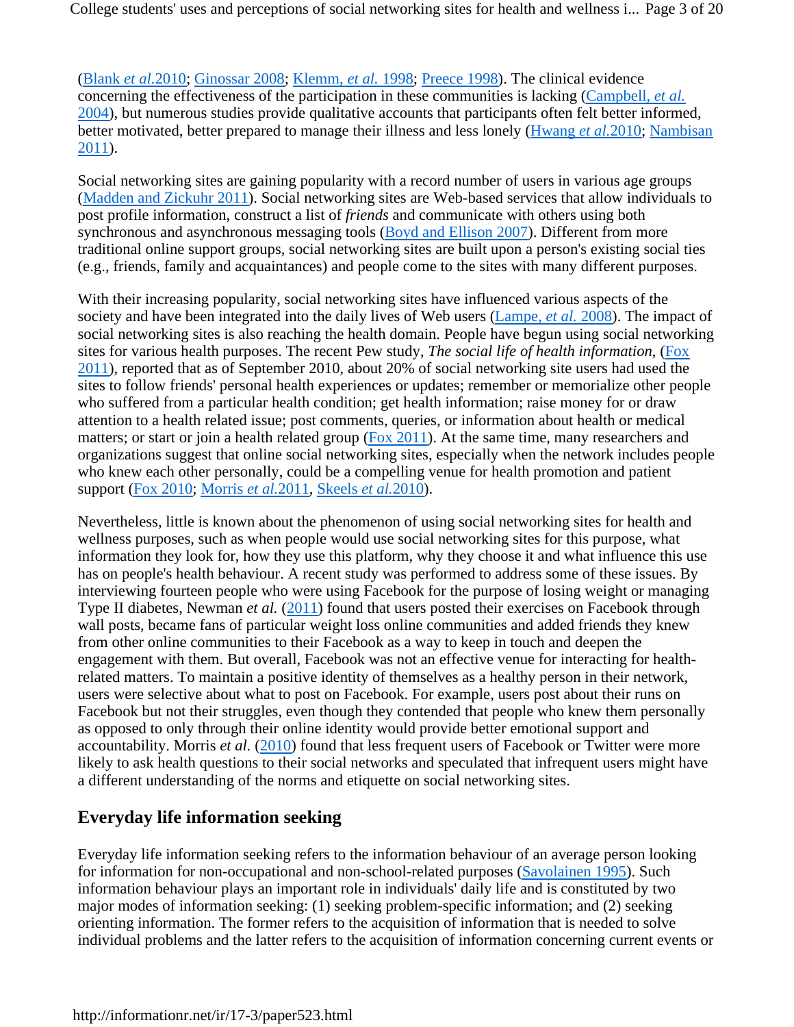(Blank *et al.*2010; Ginossar 2008; Klemm, *et al.* 1998; Preece 1998). The clinical evidence concerning the effectiveness of the participation in these communities is lacking (Campbell, *et al.* 2004), but numerous studies provide qualitative accounts that participants often felt better informed, better motivated, better prepared to manage their illness and less lonely (Hwang *et al.*2010; Nambisan 2011).

Social networking sites are gaining popularity with a record number of users in various age groups (Madden and Zickuhr 2011). Social networking sites are Web-based services that allow individuals to post profile information, construct a list of *friends* and communicate with others using both synchronous and asynchronous messaging tools (Boyd and Ellison 2007). Different from more traditional online support groups, social networking sites are built upon a person's existing social ties (e.g., friends, family and acquaintances) and people come to the sites with many different purposes.

With their increasing popularity, social networking sites have influenced various aspects of the society and have been integrated into the daily lives of Web users (Lampe, *et al.* 2008). The impact of social networking sites is also reaching the health domain. People have begun using social networking sites for various health purposes. The recent Pew study, *The social life of health information*, (Fox 2011), reported that as of September 2010, about 20% of social networking site users had used the sites to follow friends' personal health experiences or updates; remember or memorialize other people who suffered from a particular health condition; get health information; raise money for or draw attention to a health related issue; post comments, queries, or information about health or medical matters; or start or join a health related group (Fox 2011). At the same time, many researchers and organizations suggest that online social networking sites, especially when the network includes people who knew each other personally, could be a compelling venue for health promotion and patient support (Fox 2010; Morris *et al.*2011, Skeels *et al.*2010).

Nevertheless, little is known about the phenomenon of using social networking sites for health and wellness purposes, such as when people would use social networking sites for this purpose, what information they look for, how they use this platform, why they choose it and what influence this use has on people's health behaviour. A recent study was performed to address some of these issues. By interviewing fourteen people who were using Facebook for the purpose of losing weight or managing Type II diabetes, Newman *et al.* (2011) found that users posted their exercises on Facebook through wall posts, became fans of particular weight loss online communities and added friends they knew from other online communities to their Facebook as a way to keep in touch and deepen the engagement with them. But overall, Facebook was not an effective venue for interacting for health-related matters. To maintain a positive identity of themselves as a healthy person in their network, users were selective about what to post on Facebook. For example, users post about their runs on Facebook but not their struggles, even though they contended that people who knew them personally as opposed to only through their online identity would provide better emotional support and accountability. Morris *et al.* (2010) found that less frequent users of Facebook or Twitter were more likely to ask health questions to their social networks and speculated that infrequent users might have a different understanding of the norms and etiquette on social networking sites.

## Everyday life information seeking

Everyday life information seeking refers to the information behaviour of an average person looking for information for non-occupational and non-school-related purposes (Savolainen 1995). Such information behaviour plays an important role in individuals' daily life and is constituted by two major modes of information seeking: (1) seeking problem-specific information; and (2) seeking orienting information. The former refers to the acquisition of information that is needed to solve individual problems and the latter refers to the acquisition of information concerning current events or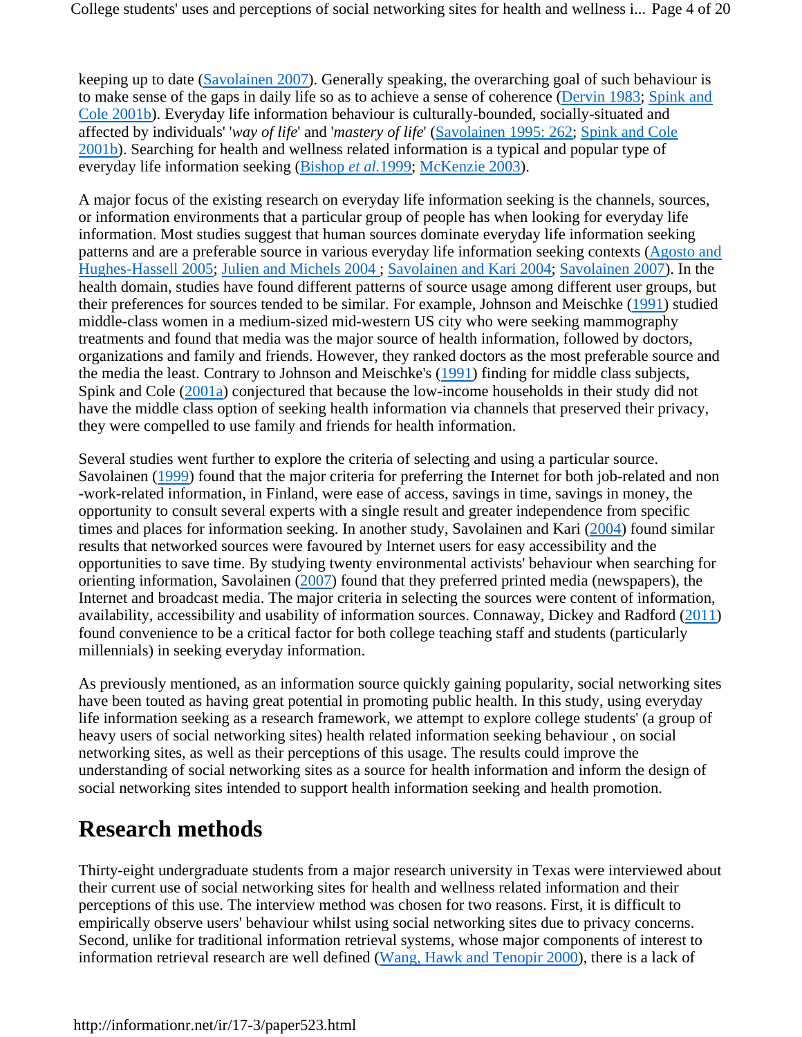keeping up to date (Savolainen 2007). Generally speaking, the overarching goal of such behaviour is to make sense of the gaps in daily life so as to achieve a sense of coherence (Dervin 1983; Spink and Cole 2001b). Everyday life information behaviour is culturally-bounded, socially-situated and affected by individuals' '*way of life*' and '*mastery of life*' (Savolainen 1995: 262; Spink and Cole 2001b). Searching for health and wellness related information is a typical and popular type of everyday life information seeking (Bishop *et al.*1999; McKenzie 2003).

A major focus of the existing research on everyday life information seeking is the channels, sources, or information environments that a particular group of people has when looking for everyday life information. Most studies suggest that human sources dominate everyday life information seeking patterns and are a preferable source in various everyday life information seeking contexts (Agosto and Hughes-Hassell 2005; Julien and Michels 2004 ; Savolainen and Kari 2004; Savolainen 2007). In the health domain, studies have found different patterns of source usage among different user groups, but their preferences for sources tended to be similar. For example, Johnson and Meischke (1991) studied middle-class women in a medium-sized mid-western US city who were seeking mammography treatments and found that media was the major source of health information, followed by doctors, organizations and family and friends. However, they ranked doctors as the most preferable source and the media the least. Contrary to Johnson and Meischke's (1991) finding for middle class subjects, Spink and Cole (2001a) conjectured that because the low-income households in their study did not have the middle class option of seeking health information via channels that preserved their privacy, they were compelled to use family and friends for health information.

Several studies went further to explore the criteria of selecting and using a particular source. Savolainen (1999) found that the major criteria for preferring the Internet for both job-related and non-work-related information, in Finland, were ease of access, savings in time, savings in money, the opportunity to consult several experts with a single result and greater independence from specific times and places for information seeking. In another study, Savolainen and Kari (2004) found similar results that networked sources were favoured by Internet users for easy accessibility and the opportunities to save time. By studying twenty environmental activists' behaviour when searching for orienting information, Savolainen (2007) found that they preferred printed media (newspapers), the Internet and broadcast media. The major criteria in selecting the sources were content of information, availability, accessibility and usability of information sources. Connaway, Dickey and Radford (2011) found convenience to be a critical factor for both college teaching staff and students (particularly millennials) in seeking everyday information.

As previously mentioned, as an information source quickly gaining popularity, social networking sites have been touted as having great potential in promoting public health. In this study, using everyday life information seeking as a research framework, we attempt to explore college students' (a group of heavy users of social networking sites) health related information seeking behaviour , on social networking sites, as well as their perceptions of this usage. The results could improve the understanding of social networking sites as a source for health information and inform the design of social networking sites intended to support health information seeking and health promotion.

## Research methods

Thirty-eight undergraduate students from a major research university in Texas were interviewed about their current use of social networking sites for health and wellness related information and their perceptions of this use. The interview method was chosen for two reasons. First, it is difficult to empirically observe users' behaviour whilst using social networking sites due to privacy concerns. Second, unlike for traditional information retrieval systems, whose major components of interest to information retrieval research are well defined (Wang, Hawk and Tenopir 2000), there is a lack of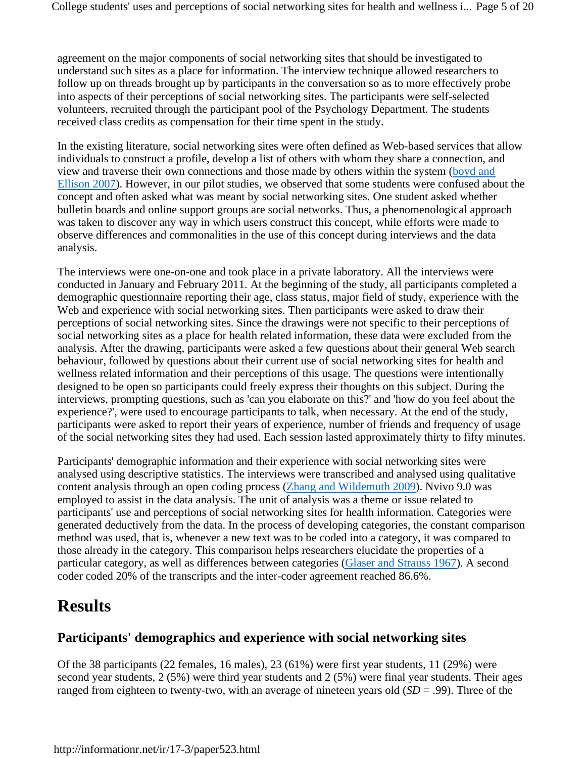agreement on the major components of social networking sites that should be investigated to understand such sites as a place for information. The interview technique allowed researchers to follow up on threads brought up by participants in the conversation so as to more effectively probe into aspects of their perceptions of social networking sites. The participants were self-selected volunteers, recruited through the participant pool of the Psychology Department. The students received class credits as compensation for their time spent in the study.

In the existing literature, social networking sites were often defined as Web-based services that allow individuals to construct a profile, develop a list of others with whom they share a connection, and view and traverse their own connections and those made by others within the system (boyd and Ellison 2007). However, in our pilot studies, we observed that some students were confused about the concept and often asked what was meant by social networking sites. One student asked whether bulletin boards and online support groups are social networks. Thus, a phenomenological approach was taken to discover any way in which users construct this concept, while efforts were made to observe differences and commonalities in the use of this concept during interviews and the data analysis.

The interviews were one-on-one and took place in a private laboratory. All the interviews were conducted in January and February 2011. At the beginning of the study, all participants completed a demographic questionnaire reporting their age, class status, major field of study, experience with the Web and experience with social networking sites. Then participants were asked to draw their perceptions of social networking sites. Since the drawings were not specific to their perceptions of social networking sites as a place for health related information, these data were excluded from the analysis. After the drawing, participants were asked a few questions about their general Web search behaviour, followed by questions about their current use of social networking sites for health and wellness related information and their perceptions of this usage. The questions were intentionally designed to be open so participants could freely express their thoughts on this subject. During the interviews, prompting questions, such as 'can you elaborate on this?' and 'how do you feel about the experience?', were used to encourage participants to talk, when necessary. At the end of the study, participants were asked to report their years of experience, number of friends and frequency of usage of the social networking sites they had used. Each session lasted approximately thirty to fifty minutes.

Participants' demographic information and their experience with social networking sites were analysed using descriptive statistics. The interviews were transcribed and analysed using qualitative content analysis through an open coding process (Zhang and Wildemuth 2009). Nvivo 9.0 was employed to assist in the data analysis. The unit of analysis was a theme or issue related to participants' use and perceptions of social networking sites for health information. Categories were generated deductively from the data. In the process of developing categories, the constant comparison method was used, that is, whenever a new text was to be coded into a category, it was compared to those already in the category. This comparison helps researchers elucidate the properties of a particular category, as well as differences between categories (Glaser and Strauss 1967). A second coder coded 20% of the transcripts and the inter-coder agreement reached 86.6%.

## Results

### Participants' demographics and experience with social networking sites

Of the 38 participants (22 females, 16 males), 23 (61%) were first year students, 11 (29%) were second year students, 2 (5%) were third year students and 2 (5%) were final year students. Their ages ranged from eighteen to twenty-two, with an average of nineteen years old ($SD$ = .99). Three of the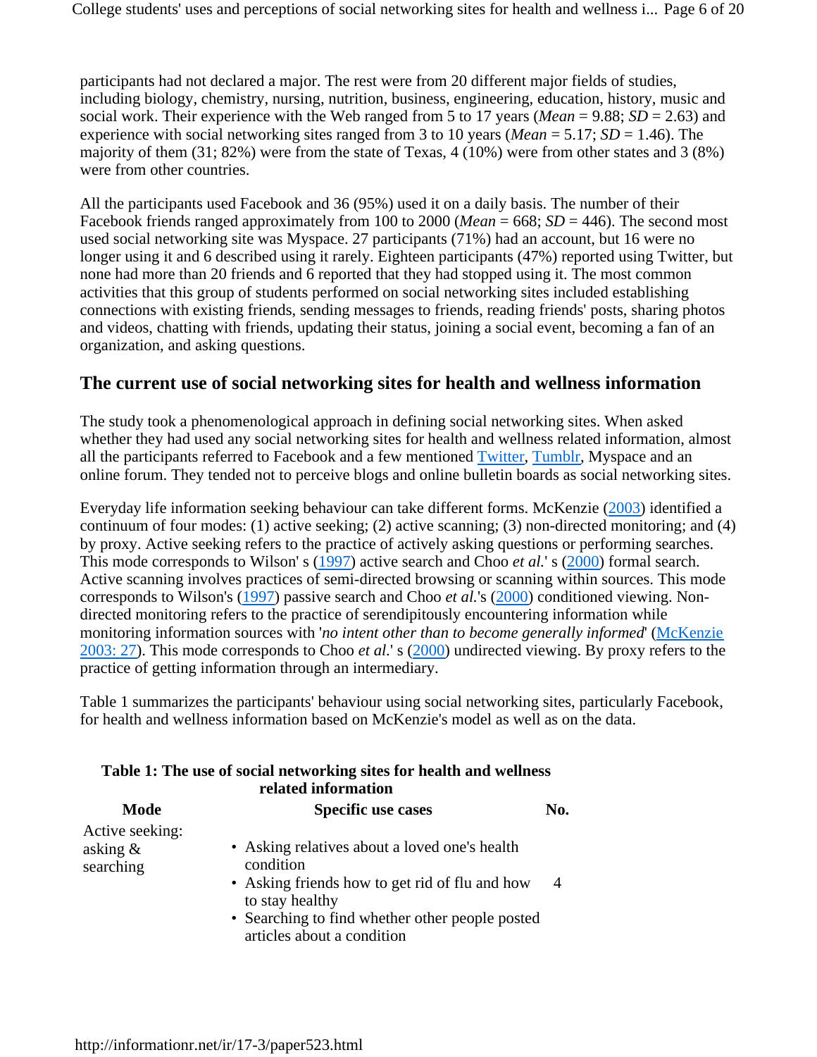participants had not declared a major. The rest were from 20 different major fields of studies, including biology, chemistry, nursing, nutrition, business, engineering, education, history, music and social work. Their experience with the Web ranged from 5 to 17 years (*Mean* = 9.88; *SD* = 2.63) and experience with social networking sites ranged from 3 to 10 years (*Mean* = 5.17; *SD* = 1.46). The majority of them (31; 82%) were from the state of Texas, 4 (10%) were from other states and 3 (8%) were from other countries.

All the participants used Facebook and 36 (95%) used it on a daily basis. The number of their Facebook friends ranged approximately from 100 to 2000 (*Mean* = 668; *SD* = 446). The second most used social networking site was Myspace. 27 participants (71%) had an account, but 16 were no longer using it and 6 described using it rarely. Eighteen participants (47%) reported using Twitter, but none had more than 20 friends and 6 reported that they had stopped using it. The most common activities that this group of students performed on social networking sites included establishing connections with existing friends, sending messages to friends, reading friends' posts, sharing photos and videos, chatting with friends, updating their status, joining a social event, becoming a fan of an organization, and asking questions.

## The current use of social networking sites for health and wellness information

The study took a phenomenological approach in defining social networking sites. When asked whether they had used any social networking sites for health and wellness related information, almost all the participants referred to Facebook and a few mentioned Twitter, Tumblr, Myspace and an online forum. They tended not to perceive blogs and online bulletin boards as social networking sites.

Everyday life information seeking behaviour can take different forms. McKenzie (2003) identified a continuum of four modes: (1) active seeking; (2) active scanning; (3) non-directed monitoring; and (4) by proxy. Active seeking refers to the practice of actively asking questions or performing searches. This mode corresponds to Wilson' s (1997) active search and Choo *et al.*' s (2000) formal search. Active scanning involves practices of semi-directed browsing or scanning within sources. This mode corresponds to Wilson's (1997) passive search and Choo *et al.*'s (2000) conditioned viewing. Non-directed monitoring refers to the practice of serendipitously encountering information while monitoring information sources with '*no intent other than to become generally informed*' (McKenzie 2003: 27). This mode corresponds to Choo *et al.*' s (2000) undirected viewing. By proxy refers to the practice of getting information through an intermediary.

Table 1 summarizes the participants' behaviour using social networking sites, particularly Facebook, for health and wellness information based on McKenzie's model as well as on the data.

**Table 1: The use of social networking sites for health and wellness related information**

| Mode | Specific use cases | No. |
|---|---|---|
| Active seeking: asking & searching | • Asking relatives about a loved one's health condition<br>• Asking friends how to get rid of flu and how to stay healthy<br>• Searching to find whether other people posted articles about a condition | 4 |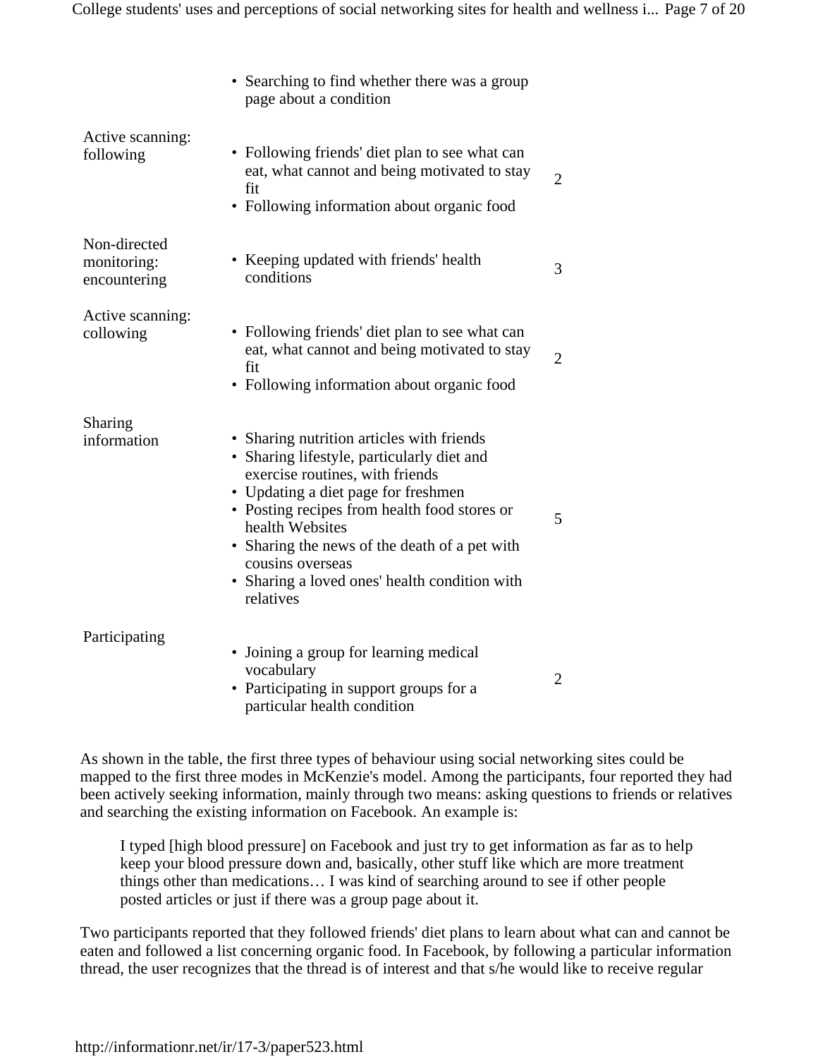| | | |
|---|---|---|
| | • Searching to find whether there was a group page about a condition | |
| Active scanning: following | • Following friends' diet plan to see what can eat, what cannot and being motivated to stay fit<br>• Following information about organic food | 2 |
| Non-directed monitoring: encountering | • Keeping updated with friends' health conditions | 3 |
| Active scanning: collowing | • Following friends' diet plan to see what can eat, what cannot and being motivated to stay fit<br>• Following information about organic food | 2 |
| Sharing information | • Sharing nutrition articles with friends<br>• Sharing lifestyle, particularly diet and exercise routines, with friends<br>• Updating a diet page for freshmen<br>• Posting recipes from health food stores or health Websites<br>• Sharing the news of the death of a pet with cousins overseas<br>• Sharing a loved ones' health condition with relatives | 5 |
| Participating | • Joining a group for learning medical vocabulary<br>• Participating in support groups for a particular health condition | 2 |

As shown in the table, the first three types of behaviour using social networking sites could be mapped to the first three modes in McKenzie's model. Among the participants, four reported they had been actively seeking information, mainly through two means: asking questions to friends or relatives and searching the existing information on Facebook. An example is:

> I typed [high blood pressure] on Facebook and just try to get information as far as to help keep your blood pressure down and, basically, other stuff like which are more treatment things other than medications… I was kind of searching around to see if other people posted articles or just if there was a group page about it.

Two participants reported that they followed friends' diet plans to learn about what can and cannot be eaten and followed a list concerning organic food. In Facebook, by following a particular information thread, the user recognizes that the thread is of interest and that s/he would like to receive regular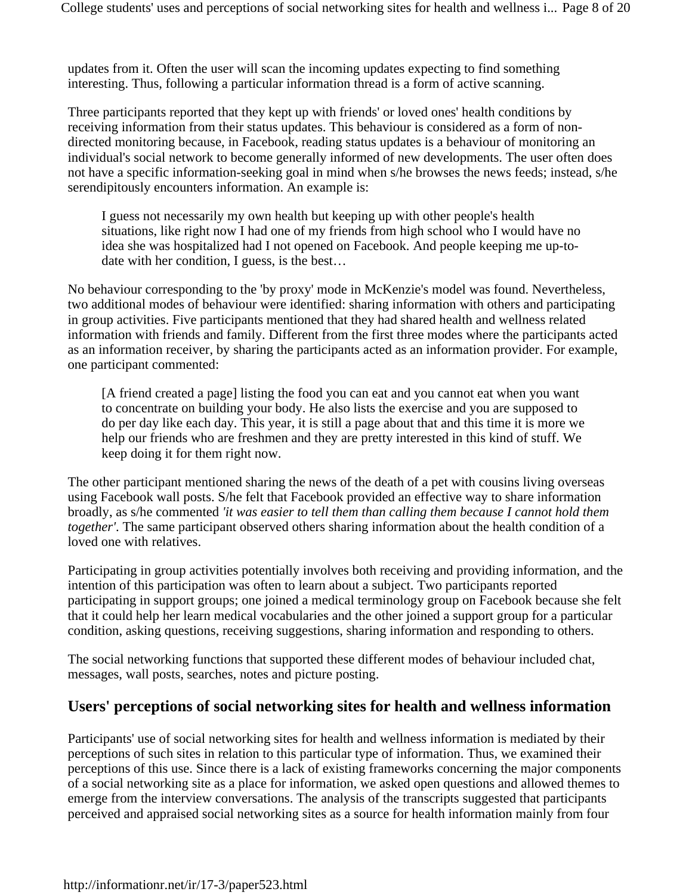updates from it. Often the user will scan the incoming updates expecting to find something interesting. Thus, following a particular information thread is a form of active scanning.

Three participants reported that they kept up with friends' or loved ones' health conditions by receiving information from their status updates. This behaviour is considered as a form of non-directed monitoring because, in Facebook, reading status updates is a behaviour of monitoring an individual's social network to become generally informed of new developments. The user often does not have a specific information-seeking goal in mind when s/he browses the news feeds; instead, s/he serendipitously encounters information. An example is:

> I guess not necessarily my own health but keeping up with other people's health situations, like right now I had one of my friends from high school who I would have no idea she was hospitalized had I not opened on Facebook. And people keeping me up-to-date with her condition, I guess, is the best…

No behaviour corresponding to the 'by proxy' mode in McKenzie's model was found. Nevertheless, two additional modes of behaviour were identified: sharing information with others and participating in group activities. Five participants mentioned that they had shared health and wellness related information with friends and family. Different from the first three modes where the participants acted as an information receiver, by sharing the participants acted as an information provider. For example, one participant commented:

> [A friend created a page] listing the food you can eat and you cannot eat when you want to concentrate on building your body. He also lists the exercise and you are supposed to do per day like each day. This year, it is still a page about that and this time it is more we help our friends who are freshmen and they are pretty interested in this kind of stuff. We keep doing it for them right now.

The other participant mentioned sharing the news of the death of a pet with cousins living overseas using Facebook wall posts. S/he felt that Facebook provided an effective way to share information broadly, as s/he commented *'it was easier to tell them than calling them because I cannot hold them together'*. The same participant observed others sharing information about the health condition of a loved one with relatives.

Participating in group activities potentially involves both receiving and providing information, and the intention of this participation was often to learn about a subject. Two participants reported participating in support groups; one joined a medical terminology group on Facebook because she felt that it could help her learn medical vocabularies and the other joined a support group for a particular condition, asking questions, receiving suggestions, sharing information and responding to others.

The social networking functions that supported these different modes of behaviour included chat, messages, wall posts, searches, notes and picture posting.

## Users' perceptions of social networking sites for health and wellness information

Participants' use of social networking sites for health and wellness information is mediated by their perceptions of such sites in relation to this particular type of information. Thus, we examined their perceptions of this use. Since there is a lack of existing frameworks concerning the major components of a social networking site as a place for information, we asked open questions and allowed themes to emerge from the interview conversations. The analysis of the transcripts suggested that participants perceived and appraised social networking sites as a source for health information mainly from four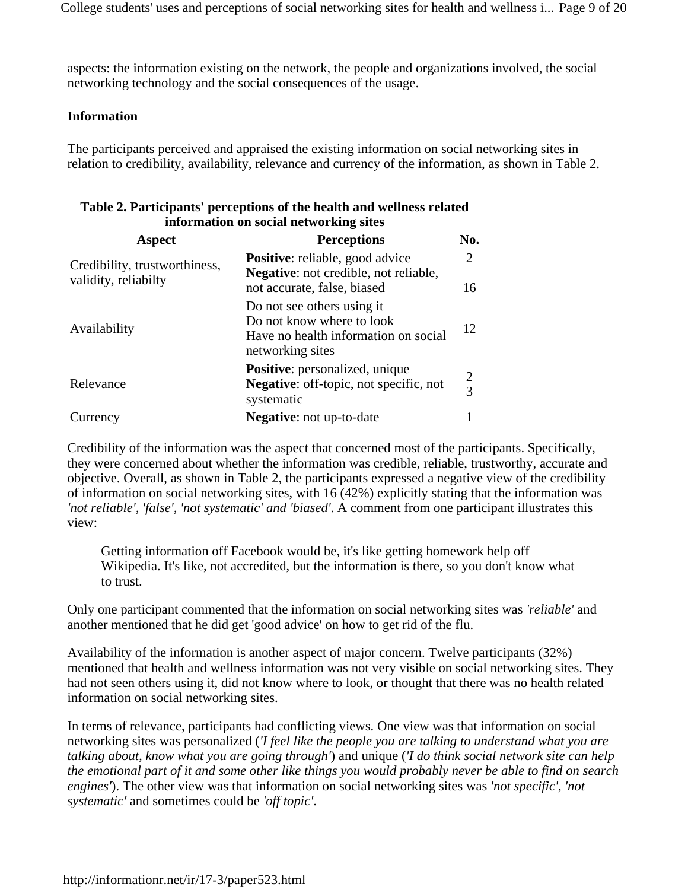aspects: the information existing on the network, the people and organizations involved, the social networking technology and the social consequences of the usage.

### Information

The participants perceived and appraised the existing information on social networking sites in relation to credibility, availability, relevance and currency of the information, as shown in Table 2.

**Table 2. Participants' perceptions of the health and wellness related information on social networking sites**

| Aspect | Perceptions | No. |
|---|---|---|
| Credibility, trustworthiness, validity, reliabilty | **Positive**: reliable, good advice | 2 |
| | **Negative**: not credible, not reliable, not accurate, false, biased | 16 |
| Availability | Do not see others using it<br>Do not know where to look<br>Have no health information on social networking sites | 12 |
| Relevance | **Positive**: personalized, unique | 2 |
| | **Negative**: off-topic, not specific, not systematic | 3 |
| Currency | **Negative**: not up-to-date | 1 |

Credibility of the information was the aspect that concerned most of the participants. Specifically, they were concerned about whether the information was credible, reliable, trustworthy, accurate and objective. Overall, as shown in Table 2, the participants expressed a negative view of the credibility of information on social networking sites, with 16 (42%) explicitly stating that the information was *'not reliable', 'false', 'not systematic' and 'biased'*. A comment from one participant illustrates this view:

> Getting information off Facebook would be, it's like getting homework help off Wikipedia. It's like, not accredited, but the information is there, so you don't know what to trust.

Only one participant commented that the information on social networking sites was *'reliable'* and another mentioned that he did get 'good advice' on how to get rid of the flu.

Availability of the information is another aspect of major concern. Twelve participants (32%) mentioned that health and wellness information was not very visible on social networking sites. They had not seen others using it, did not know where to look, or thought that there was no health related information on social networking sites.

In terms of relevance, participants had conflicting views. One view was that information on social networking sites was personalized (*'I feel like the people you are talking to understand what you are talking about, know what you are going through'*) and unique (*'I do think social network site can help the emotional part of it and some other like things you would probably never be able to find on search engines'*). The other view was that information on social networking sites was *'not specific', 'not systematic'* and sometimes could be *'off topic'*.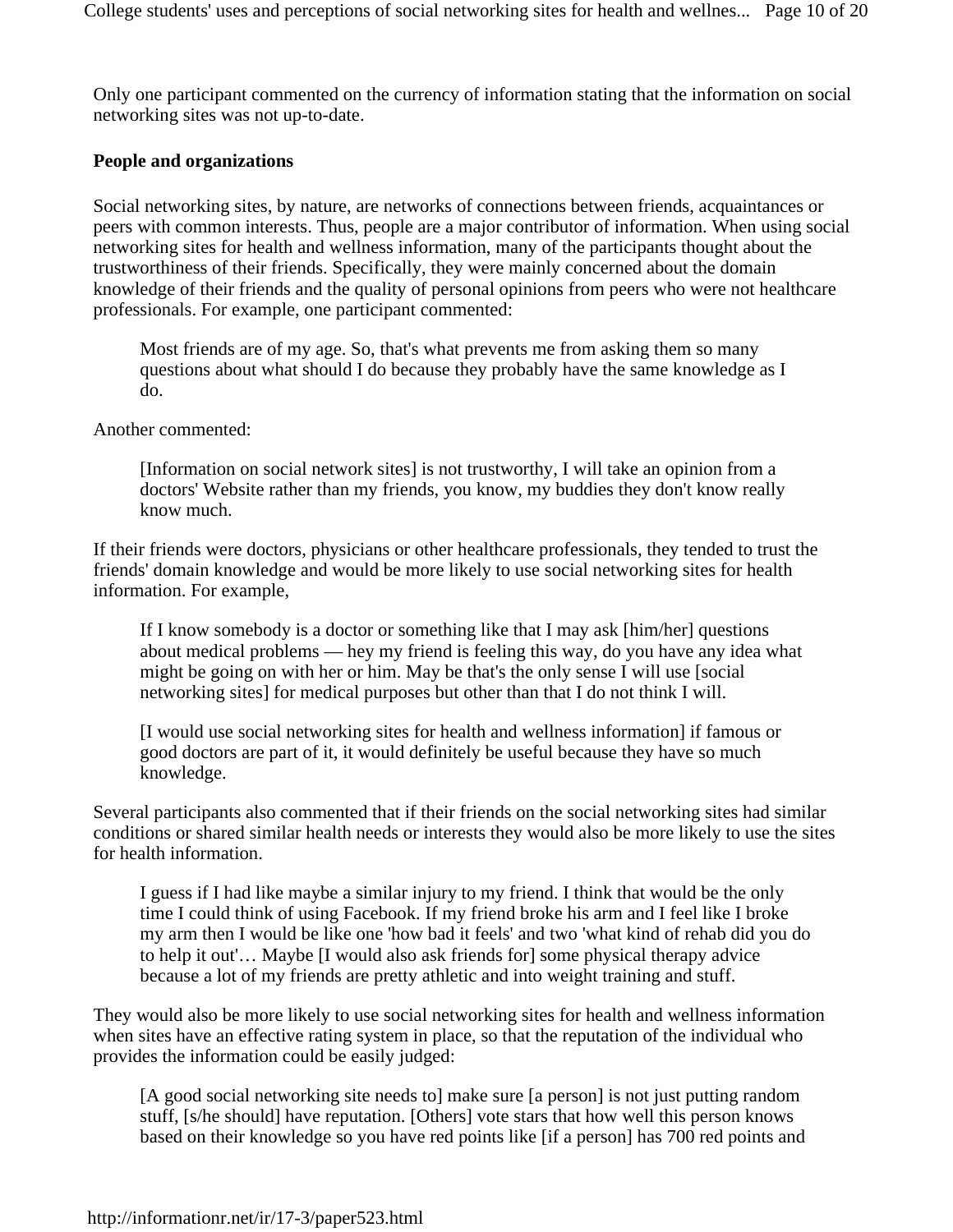Only one participant commented on the currency of information stating that the information on social networking sites was not up-to-date.

### People and organizations

Social networking sites, by nature, are networks of connections between friends, acquaintances or peers with common interests. Thus, people are a major contributor of information. When using social networking sites for health and wellness information, many of the participants thought about the trustworthiness of their friends. Specifically, they were mainly concerned about the domain knowledge of their friends and the quality of personal opinions from peers who were not healthcare professionals. For example, one participant commented:

> Most friends are of my age. So, that's what prevents me from asking them so many questions about what should I do because they probably have the same knowledge as I do.

Another commented:

> [Information on social network sites] is not trustworthy, I will take an opinion from a doctors' Website rather than my friends, you know, my buddies they don't know really know much.

If their friends were doctors, physicians or other healthcare professionals, they tended to trust the friends' domain knowledge and would be more likely to use social networking sites for health information. For example,

> If I know somebody is a doctor or something like that I may ask [him/her] questions about medical problems — hey my friend is feeling this way, do you have any idea what might be going on with her or him. May be that's the only sense I will use [social networking sites] for medical purposes but other than that I do not think I will.
>
> [I would use social networking sites for health and wellness information] if famous or good doctors are part of it, it would definitely be useful because they have so much knowledge.

Several participants also commented that if their friends on the social networking sites had similar conditions or shared similar health needs or interests they would also be more likely to use the sites for health information.

> I guess if I had like maybe a similar injury to my friend. I think that would be the only time I could think of using Facebook. If my friend broke his arm and I feel like I broke my arm then I would be like one 'how bad it feels' and two 'what kind of rehab did you do to help it out'… Maybe [I would also ask friends for] some physical therapy advice because a lot of my friends are pretty athletic and into weight training and stuff.

They would also be more likely to use social networking sites for health and wellness information when sites have an effective rating system in place, so that the reputation of the individual who provides the information could be easily judged:

> [A good social networking site needs to] make sure [a person] is not just putting random stuff, [s/he should] have reputation. [Others] vote stars that how well this person knows based on their knowledge so you have red points like [if a person] has 700 red points and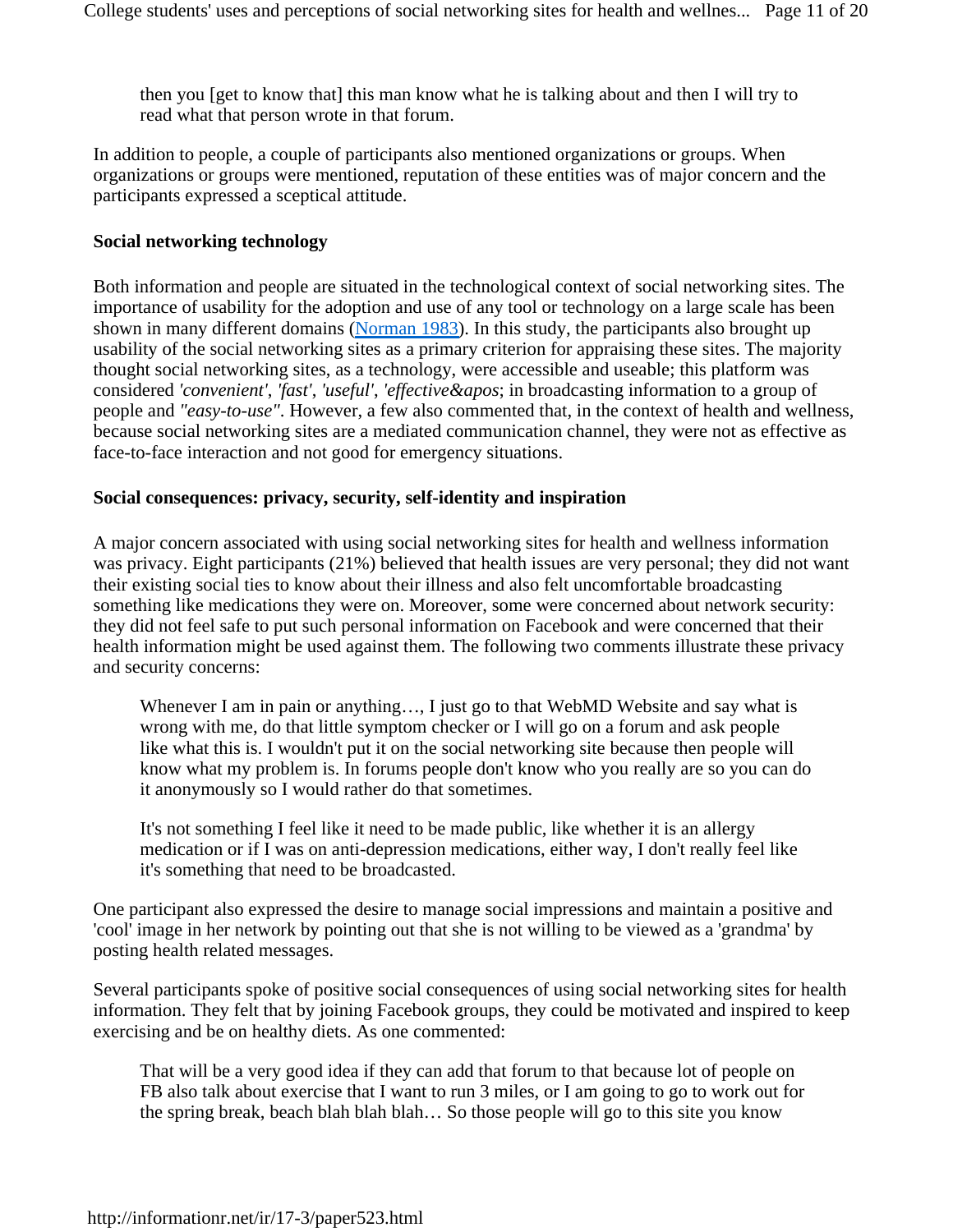> then you [get to know that] this man know what he is talking about and then I will try to read what that person wrote in that forum.

In addition to people, a couple of participants also mentioned organizations or groups. When organizations or groups were mentioned, reputation of these entities was of major concern and the participants expressed a sceptical attitude.

### Social networking technology

Both information and people are situated in the technological context of social networking sites. The importance of usability for the adoption and use of any tool or technology on a large scale has been shown in many different domains (Norman 1983). In this study, the participants also brought up usability of the social networking sites as a primary criterion for appraising these sites. The majority thought social networking sites, as a technology, were accessible and useable; this platform was considered *'convenient'*, *'fast'*, *'useful'*, *'effective&apos*; in broadcasting information to a group of people and *"easy-to-use"*. However, a few also commented that, in the context of health and wellness, because social networking sites are a mediated communication channel, they were not as effective as face-to-face interaction and not good for emergency situations.

### Social consequences: privacy, security, self-identity and inspiration

A major concern associated with using social networking sites for health and wellness information was privacy. Eight participants (21%) believed that health issues are very personal; they did not want their existing social ties to know about their illness and also felt uncomfortable broadcasting something like medications they were on. Moreover, some were concerned about network security: they did not feel safe to put such personal information on Facebook and were concerned that their health information might be used against them. The following two comments illustrate these privacy and security concerns:

> Whenever I am in pain or anything…, I just go to that WebMD Website and say what is wrong with me, do that little symptom checker or I will go on a forum and ask people like what this is. I wouldn't put it on the social networking site because then people will know what my problem is. In forums people don't know who you really are so you can do it anonymously so I would rather do that sometimes.

> It's not something I feel like it need to be made public, like whether it is an allergy medication or if I was on anti-depression medications, either way, I don't really feel like it's something that need to be broadcasted.

One participant also expressed the desire to manage social impressions and maintain a positive and 'cool' image in her network by pointing out that she is not willing to be viewed as a 'grandma' by posting health related messages.

Several participants spoke of positive social consequences of using social networking sites for health information. They felt that by joining Facebook groups, they could be motivated and inspired to keep exercising and be on healthy diets. As one commented:

> That will be a very good idea if they can add that forum to that because lot of people on FB also talk about exercise that I want to run 3 miles, or I am going to go to work out for the spring break, beach blah blah blah… So those people will go to this site you know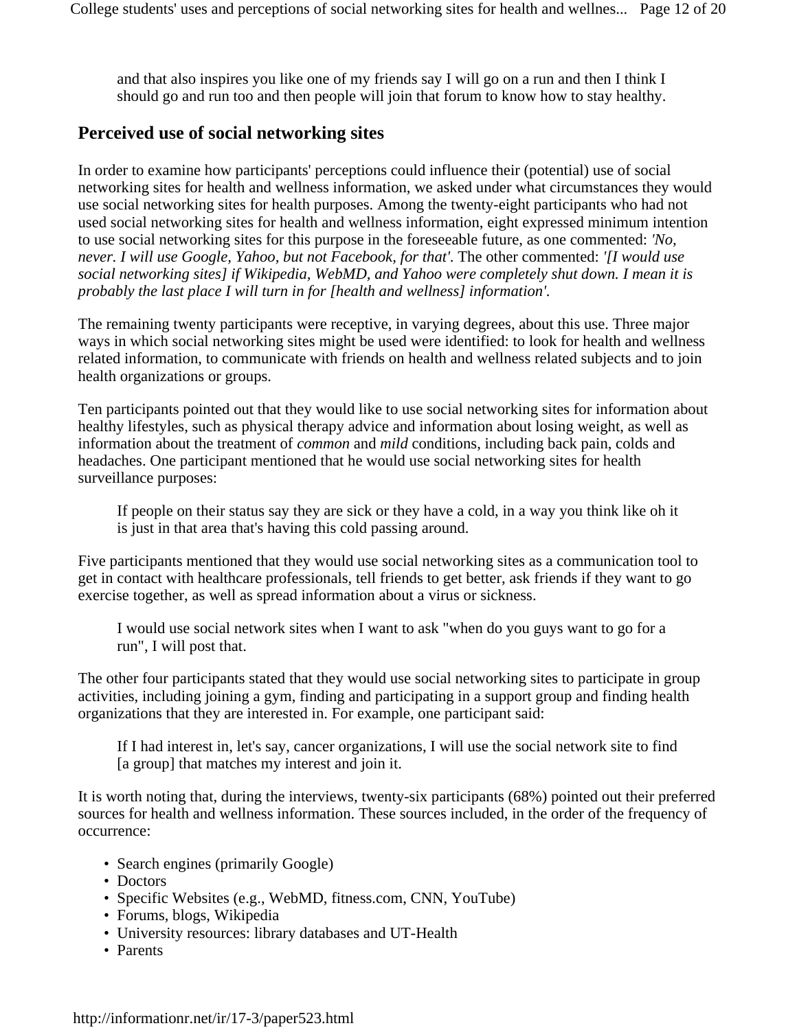> and that also inspires you like one of my friends say I will go on a run and then I think I should go and run too and then people will join that forum to know how to stay healthy.

## Perceived use of social networking sites

In order to examine how participants' perceptions could influence their (potential) use of social networking sites for health and wellness information, we asked under what circumstances they would use social networking sites for health purposes. Among the twenty-eight participants who had not used social networking sites for health and wellness information, eight expressed minimum intention to use social networking sites for this purpose in the foreseeable future, as one commented: *'No, never. I will use Google, Yahoo, but not Facebook, for that'.* The other commented: *'[I would use social networking sites] if Wikipedia, WebMD, and Yahoo were completely shut down. I mean it is probably the last place I will turn in for [health and wellness] information'.*

The remaining twenty participants were receptive, in varying degrees, about this use. Three major ways in which social networking sites might be used were identified: to look for health and wellness related information, to communicate with friends on health and wellness related subjects and to join health organizations or groups.

Ten participants pointed out that they would like to use social networking sites for information about healthy lifestyles, such as physical therapy advice and information about losing weight, as well as information about the treatment of *common* and *mild* conditions, including back pain, colds and headaches. One participant mentioned that he would use social networking sites for health surveillance purposes:

> If people on their status say they are sick or they have a cold, in a way you think like oh it is just in that area that's having this cold passing around.

Five participants mentioned that they would use social networking sites as a communication tool to get in contact with healthcare professionals, tell friends to get better, ask friends if they want to go exercise together, as well as spread information about a virus or sickness.

> I would use social network sites when I want to ask "when do you guys want to go for a run", I will post that.

The other four participants stated that they would use social networking sites to participate in group activities, including joining a gym, finding and participating in a support group and finding health organizations that they are interested in. For example, one participant said:

> If I had interest in, let's say, cancer organizations, I will use the social network site to find [a group] that matches my interest and join it.

It is worth noting that, during the interviews, twenty-six participants (68%) pointed out their preferred sources for health and wellness information. These sources included, in the order of the frequency of occurrence:

- Search engines (primarily Google)
- Doctors
- Specific Websites (e.g., WebMD, fitness.com, CNN, YouTube)
- Forums, blogs, Wikipedia
- University resources: library databases and UT-Health
- Parents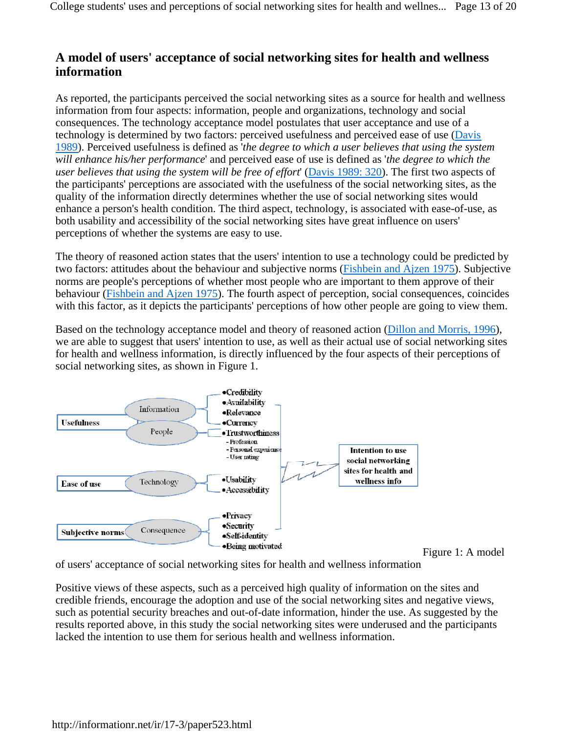## A model of users' acceptance of social networking sites for health and wellness information

As reported, the participants perceived the social networking sites as a source for health and wellness information from four aspects: information, people and organizations, technology and social consequences. The technology acceptance model postulates that user acceptance and use of a technology is determined by two factors: perceived usefulness and perceived ease of use (Davis 1989). Perceived usefulness is defined as '*the degree to which a user believes that using the system will enhance his/her performance*' and perceived ease of use is defined as '*the degree to which the user believes that using the system will be free of effort*' (Davis 1989: 320). The first two aspects of the participants' perceptions are associated with the usefulness of the social networking sites, as the quality of the information directly determines whether the use of social networking sites would enhance a person's health condition. The third aspect, technology, is associated with ease-of-use, as both usability and accessibility of the social networking sites have great influence on users' perceptions of whether the systems are easy to use.

The theory of reasoned action states that the users' intention to use a technology could be predicted by two factors: attitudes about the behaviour and subjective norms (Fishbein and Ajzen 1975). Subjective norms are people's perceptions of whether most people who are important to them approve of their behaviour (Fishbein and Ajzen 1975). The fourth aspect of perception, social consequences, coincides with this factor, as it depicts the participants' perceptions of how other people are going to view them.

Based on the technology acceptance model and theory of reasoned action (Dillon and Morris, 1996), we are able to suggest that users' intention to use, as well as their actual use of social networking sites for health and wellness information, is directly influenced by the four aspects of their perceptions of social networking sites, as shown in Figure 1.

- Usefulness
  - Information
    - Credibility
    - Availability
    - Relevance
    - Currency
  - People
    - Trustworthiness
      - Profession
      - Personal experience
      - User rating
- Ease of use
  - Technology
    - Usability
    - Accessibility
- Subjective norms
  - Consequence
    - Privacy
    - Security
    - Self-identity
    - Being motivated

→ Intention to use social networking sites for health and wellness info

Figure 1: A model of users' acceptance of social networking sites for health and wellness information

Positive views of these aspects, such as a perceived high quality of information on the sites and credible friends, encourage the adoption and use of the social networking sites and negative views, such as potential security breaches and out-of-date information, hinder the use. As suggested by the results reported above, in this study the social networking sites were underused and the participants lacked the intention to use them for serious health and wellness information.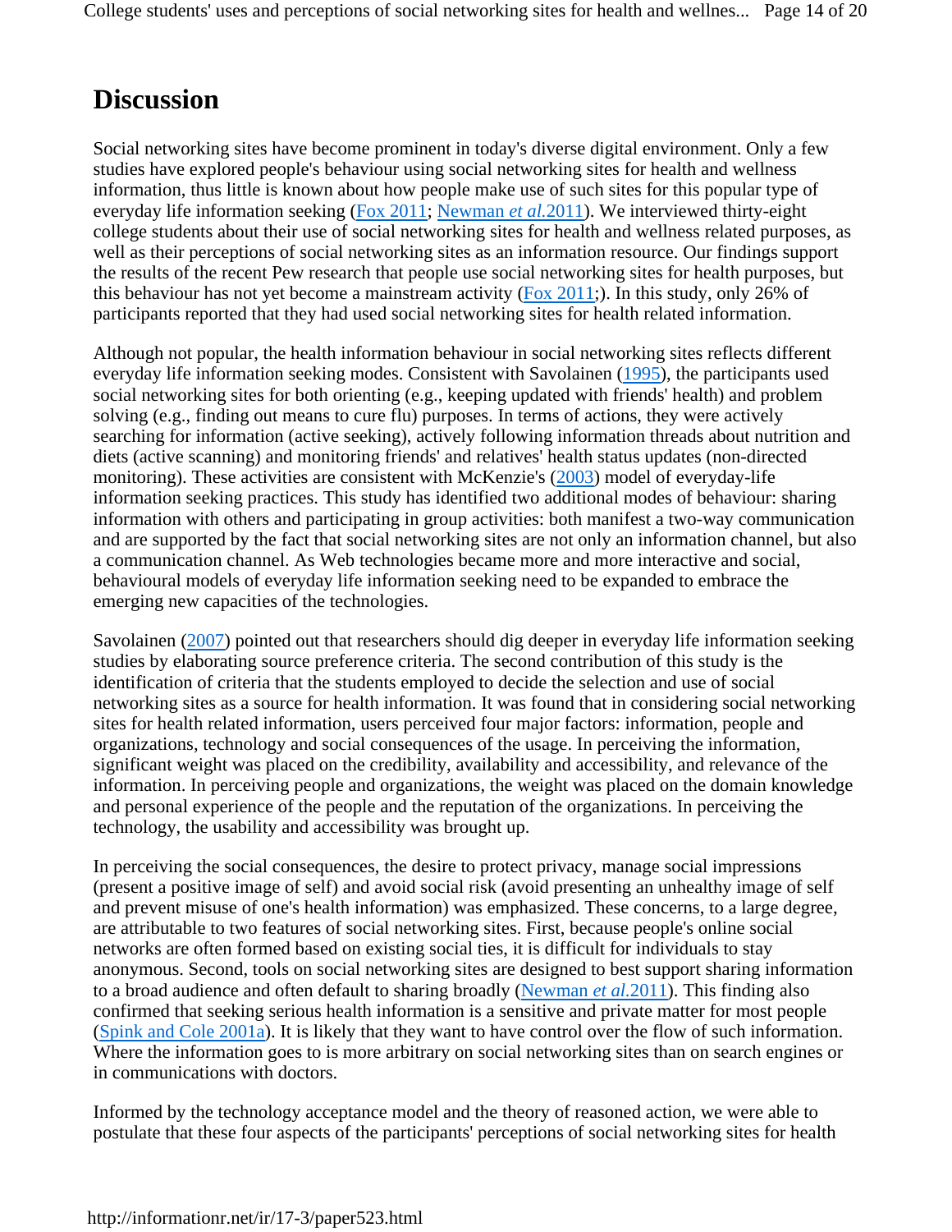## Discussion

Social networking sites have become prominent in today's diverse digital environment. Only a few studies have explored people's behaviour using social networking sites for health and wellness information, thus little is known about how people make use of such sites for this popular type of everyday life information seeking (Fox 2011; Newman *et al.*2011). We interviewed thirty-eight college students about their use of social networking sites for health and wellness related purposes, as well as their perceptions of social networking sites as an information resource. Our findings support the results of the recent Pew research that people use social networking sites for health purposes, but this behaviour has not yet become a mainstream activity (Fox 2011;). In this study, only 26% of participants reported that they had used social networking sites for health related information.

Although not popular, the health information behaviour in social networking sites reflects different everyday life information seeking modes. Consistent with Savolainen (1995), the participants used social networking sites for both orienting (e.g., keeping updated with friends' health) and problem solving (e.g., finding out means to cure flu) purposes. In terms of actions, they were actively searching for information (active seeking), actively following information threads about nutrition and diets (active scanning) and monitoring friends' and relatives' health status updates (non-directed monitoring). These activities are consistent with McKenzie's (2003) model of everyday-life information seeking practices. This study has identified two additional modes of behaviour: sharing information with others and participating in group activities: both manifest a two-way communication and are supported by the fact that social networking sites are not only an information channel, but also a communication channel. As Web technologies became more and more interactive and social, behavioural models of everyday life information seeking need to be expanded to embrace the emerging new capacities of the technologies.

Savolainen (2007) pointed out that researchers should dig deeper in everyday life information seeking studies by elaborating source preference criteria. The second contribution of this study is the identification of criteria that the students employed to decide the selection and use of social networking sites as a source for health information. It was found that in considering social networking sites for health related information, users perceived four major factors: information, people and organizations, technology and social consequences of the usage. In perceiving the information, significant weight was placed on the credibility, availability and accessibility, and relevance of the information. In perceiving people and organizations, the weight was placed on the domain knowledge and personal experience of the people and the reputation of the organizations. In perceiving the technology, the usability and accessibility was brought up.

In perceiving the social consequences, the desire to protect privacy, manage social impressions (present a positive image of self) and avoid social risk (avoid presenting an unhealthy image of self and prevent misuse of one's health information) was emphasized. These concerns, to a large degree, are attributable to two features of social networking sites. First, because people's online social networks are often formed based on existing social ties, it is difficult for individuals to stay anonymous. Second, tools on social networking sites are designed to best support sharing information to a broad audience and often default to sharing broadly (Newman *et al.*2011). This finding also confirmed that seeking serious health information is a sensitive and private matter for most people (Spink and Cole 2001a). It is likely that they want to have control over the flow of such information. Where the information goes to is more arbitrary on social networking sites than on search engines or in communications with doctors.

Informed by the technology acceptance model and the theory of reasoned action, we were able to postulate that these four aspects of the participants' perceptions of social networking sites for health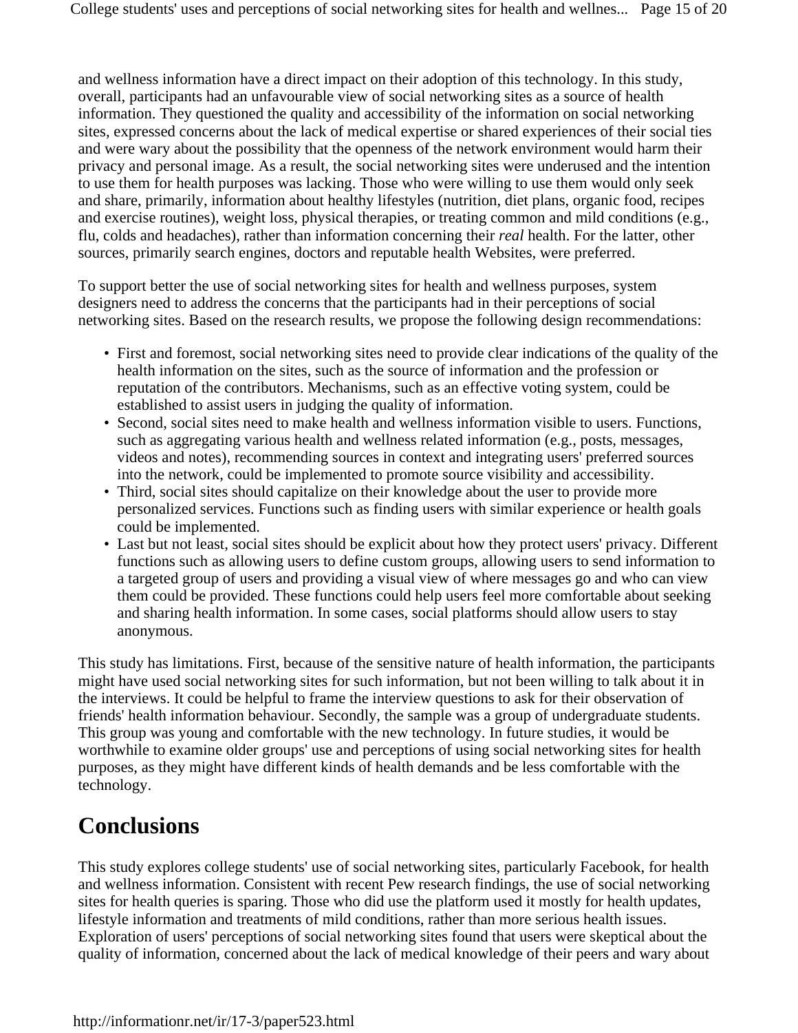and wellness information have a direct impact on their adoption of this technology. In this study, overall, participants had an unfavourable view of social networking sites as a source of health information. They questioned the quality and accessibility of the information on social networking sites, expressed concerns about the lack of medical expertise or shared experiences of their social ties and were wary about the possibility that the openness of the network environment would harm their privacy and personal image. As a result, the social networking sites were underused and the intention to use them for health purposes was lacking. Those who were willing to use them would only seek and share, primarily, information about healthy lifestyles (nutrition, diet plans, organic food, recipes and exercise routines), weight loss, physical therapies, or treating common and mild conditions (e.g., flu, colds and headaches), rather than information concerning their *real* health. For the latter, other sources, primarily search engines, doctors and reputable health Websites, were preferred.

To support better the use of social networking sites for health and wellness purposes, system designers need to address the concerns that the participants had in their perceptions of social networking sites. Based on the research results, we propose the following design recommendations:

- First and foremost, social networking sites need to provide clear indications of the quality of the health information on the sites, such as the source of information and the profession or reputation of the contributors. Mechanisms, such as an effective voting system, could be established to assist users in judging the quality of information.
- Second, social sites need to make health and wellness information visible to users. Functions, such as aggregating various health and wellness related information (e.g., posts, messages, videos and notes), recommending sources in context and integrating users' preferred sources into the network, could be implemented to promote source visibility and accessibility.
- Third, social sites should capitalize on their knowledge about the user to provide more personalized services. Functions such as finding users with similar experience or health goals could be implemented.
- Last but not least, social sites should be explicit about how they protect users' privacy. Different functions such as allowing users to define custom groups, allowing users to send information to a targeted group of users and providing a visual view of where messages go and who can view them could be provided. These functions could help users feel more comfortable about seeking and sharing health information. In some cases, social platforms should allow users to stay anonymous.

This study has limitations. First, because of the sensitive nature of health information, the participants might have used social networking sites for such information, but not been willing to talk about it in the interviews. It could be helpful to frame the interview questions to ask for their observation of friends' health information behaviour. Secondly, the sample was a group of undergraduate students. This group was young and comfortable with the new technology. In future studies, it would be worthwhile to examine older groups' use and perceptions of using social networking sites for health purposes, as they might have different kinds of health demands and be less comfortable with the technology.

## Conclusions

This study explores college students' use of social networking sites, particularly Facebook, for health and wellness information. Consistent with recent Pew research findings, the use of social networking sites for health queries is sparing. Those who did use the platform used it mostly for health updates, lifestyle information and treatments of mild conditions, rather than more serious health issues. Exploration of users' perceptions of social networking sites found that users were skeptical about the quality of information, concerned about the lack of medical knowledge of their peers and wary about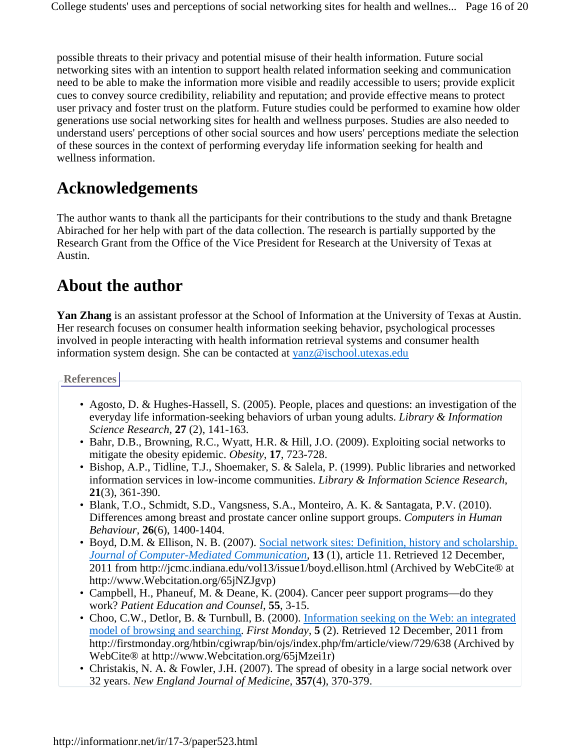possible threats to their privacy and potential misuse of their health information. Future social networking sites with an intention to support health related information seeking and communication need to be able to make the information more visible and readily accessible to users; provide explicit cues to convey source credibility, reliability and reputation; and provide effective means to protect user privacy and foster trust on the platform. Future studies could be performed to examine how older generations use social networking sites for health and wellness purposes. Studies are also needed to understand users' perceptions of other social sources and how users' perceptions mediate the selection of these sources in the context of performing everyday life information seeking for health and wellness information.

## Acknowledgements

The author wants to thank all the participants for their contributions to the study and thank Bretagne Abirached for her help with part of the data collection. The research is partially supported by the Research Grant from the Office of the Vice President for Research at the University of Texas at Austin.

## About the author

**Yan Zhang** is an assistant professor at the School of Information at the University of Texas at Austin. Her research focuses on consumer health information seeking behavior, psychological processes involved in people interacting with health information retrieval systems and consumer health information system design. She can be contacted at yanz@ischool.utexas.edu

### References

- Agosto, D. & Hughes-Hassell, S. (2005). People, places and questions: an investigation of the everyday life information-seeking behaviors of urban young adults. *Library & Information Science Research*, **27** (2), 141-163.
- Bahr, D.B., Browning, R.C., Wyatt, H.R. & Hill, J.O. (2009). Exploiting social networks to mitigate the obesity epidemic. *Obesity*, **17**, 723-728.
- Bishop, A.P., Tidline, T.J., Shoemaker, S. & Salela, P. (1999). Public libraries and networked information services in low-income communities. *Library & Information Science Research*, **21**(3), 361-390.
- Blank, T.O., Schmidt, S.D., Vangsness, S.A., Monteiro, A. K. & Santagata, P.V. (2010). Differences among breast and prostate cancer online support groups. *Computers in Human Behaviour*, **26**(6), 1400-1404.
- Boyd, D.M. & Ellison, N. B. (2007). Social network sites: Definition, history and scholarship. *Journal of Computer-Mediated Communication*, **13** (1), article 11. Retrieved 12 December, 2011 from http://jcmc.indiana.edu/vol13/issue1/boyd.ellison.html (Archived by WebCite® at http://www.Webcitation.org/65jNZJgvp)
- Campbell, H., Phaneuf, M. & Deane, K. (2004). Cancer peer support programs—do they work? *Patient Education and Counsel*, **55**, 3-15.
- Choo, C.W., Detlor, B. & Turnbull, B. (2000). Information seeking on the Web: an integrated model of browsing and searching. *First Monday*, **5** (2). Retrieved 12 December, 2011 from http://firstmonday.org/htbin/cgiwrap/bin/ojs/index.php/fm/article/view/729/638 (Archived by WebCite® at http://www.Webcitation.org/65jMzei1r)
- Christakis, N. A. & Fowler, J.H. (2007). The spread of obesity in a large social network over 32 years. *New England Journal of Medicine*, **357**(4), 370-379.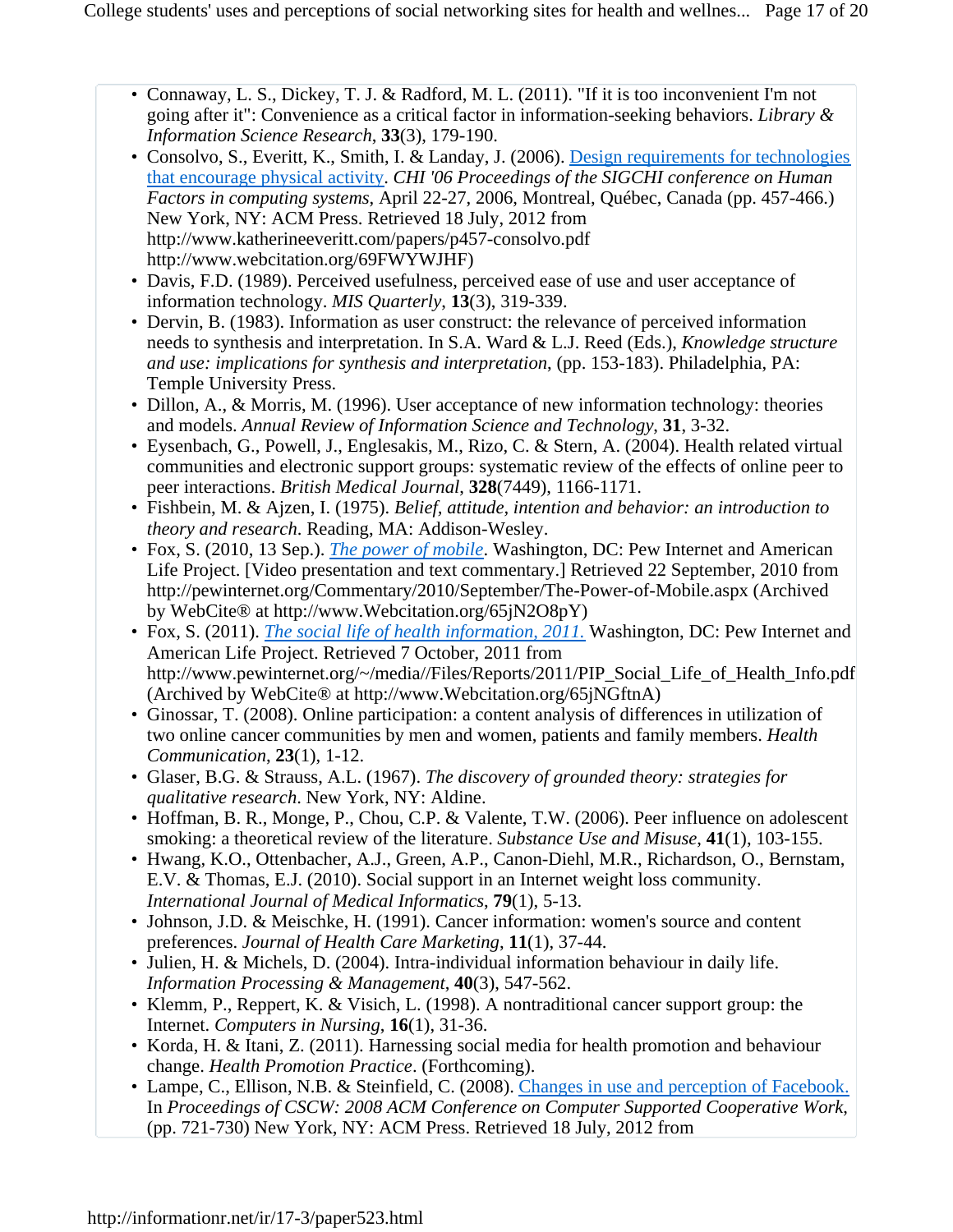- Connaway, L. S., Dickey, T. J. & Radford, M. L. (2011). "If it is too inconvenient I'm not going after it": Convenience as a critical factor in information-seeking behaviors. *Library & Information Science Research*, **33**(3), 179-190.
- Consolvo, S., Everitt, K., Smith, I. & Landay, J. (2006). [Design requirements for technologies that encourage physical activity](http://www.katherineeverett.com/papers/p457-consolvo.pdf). *CHI '06 Proceedings of the SIGCHI conference on Human Factors in computing systems*, April 22-27, 2006, Montreal, Québec, Canada (pp. 457-466.) New York, NY: ACM Press. Retrieved 18 July, 2012 from http://www.katherineeverett.com/papers/p457-consolvo.pdf http://www.webcitation.org/69FWYWJHF)
- Davis, F.D. (1989). Perceived usefulness, perceived ease of use and user acceptance of information technology. *MIS Quarterly*, **13**(3), 319-339.
- Dervin, B. (1983). Information as user construct: the relevance of perceived information needs to synthesis and interpretation. In S.A. Ward & L.J. Reed (Eds.), *Knowledge structure and use: implications for synthesis and interpretation*, (pp. 153-183). Philadelphia, PA: Temple University Press.
- Dillon, A., & Morris, M. (1996). User acceptance of new information technology: theories and models. *Annual Review of Information Science and Technology*, **31**, 3-32.
- Eysenbach, G., Powell, J., Englesakis, M., Rizo, C. & Stern, A. (2004). Health related virtual communities and electronic support groups: systematic review of the effects of online peer to peer interactions. *British Medical Journal*, **328**(7449), 1166-1171.
- Fishbein, M. & Ajzen, I. (1975). *Belief, attitude, intention and behavior: an introduction to theory and research*. Reading, MA: Addison-Wesley.
- Fox, S. (2010, 13 Sep.). [*The power of mobile*](http://pewinternet.org/Commentary/2010/September/The-Power-of-Mobile.aspx). Washington, DC: Pew Internet and American Life Project. [Video presentation and text commentary.] Retrieved 22 September, 2010 from http://pewinternet.org/Commentary/2010/September/The-Power-of-Mobile.aspx (Archived by WebCite® at http://www.Webcitation.org/65jN2O8pY)
- Fox, S. (2011). [*The social life of health information, 2011.*](http://www.pewinternet.org/~/media//Files/Reports/2011/PIP_Social_Life_of_Health_Info.pdf) Washington, DC: Pew Internet and American Life Project. Retrieved 7 October, 2011 from http://www.pewinternet.org/~/media//Files/Reports/2011/PIP_Social_Life_of_Health_Info.pdf (Archived by WebCite® at http://www.Webcitation.org/65jNGftnA)
- Ginossar, T. (2008). Online participation: a content analysis of differences in utilization of two online cancer communities by men and women, patients and family members. *Health Communication*, **23**(1), 1-12.
- Glaser, B.G. & Strauss, A.L. (1967). *The discovery of grounded theory: strategies for qualitative research*. New York, NY: Aldine.
- Hoffman, B. R., Monge, P., Chou, C.P. & Valente, T.W. (2006). Peer influence on adolescent smoking: a theoretical review of the literature. *Substance Use and Misuse*, **41**(1), 103-155.
- Hwang, K.O., Ottenbacher, A.J., Green, A.P., Canon-Diehl, M.R., Richardson, O., Bernstam, E.V. & Thomas, E.J. (2010). Social support in an Internet weight loss community. *International Journal of Medical Informatics*, **79**(1), 5-13.
- Johnson, J.D. & Meischke, H. (1991). Cancer information: women's source and content preferences. *Journal of Health Care Marketing*, **11**(1), 37-44.
- Julien, H. & Michels, D. (2004). Intra-individual information behaviour in daily life. *Information Processing & Management*, **40**(3), 547-562.
- Klemm, P., Reppert, K. & Visich, L. (1998). A nontraditional cancer support group: the Internet. *Computers in Nursing*, **16**(1), 31-36.
- Korda, H. & Itani, Z. (2011). Harnessing social media for health promotion and behaviour change. *Health Promotion Practice*. (Forthcoming).
- Lampe, C., Ellison, N.B. & Steinfield, C. (2008). [Changes in use and perception of Facebook.](#) In *Proceedings of CSCW: 2008 ACM Conference on Computer Supported Cooperative Work*, (pp. 721-730) New York, NY: ACM Press. Retrieved 18 July, 2012 from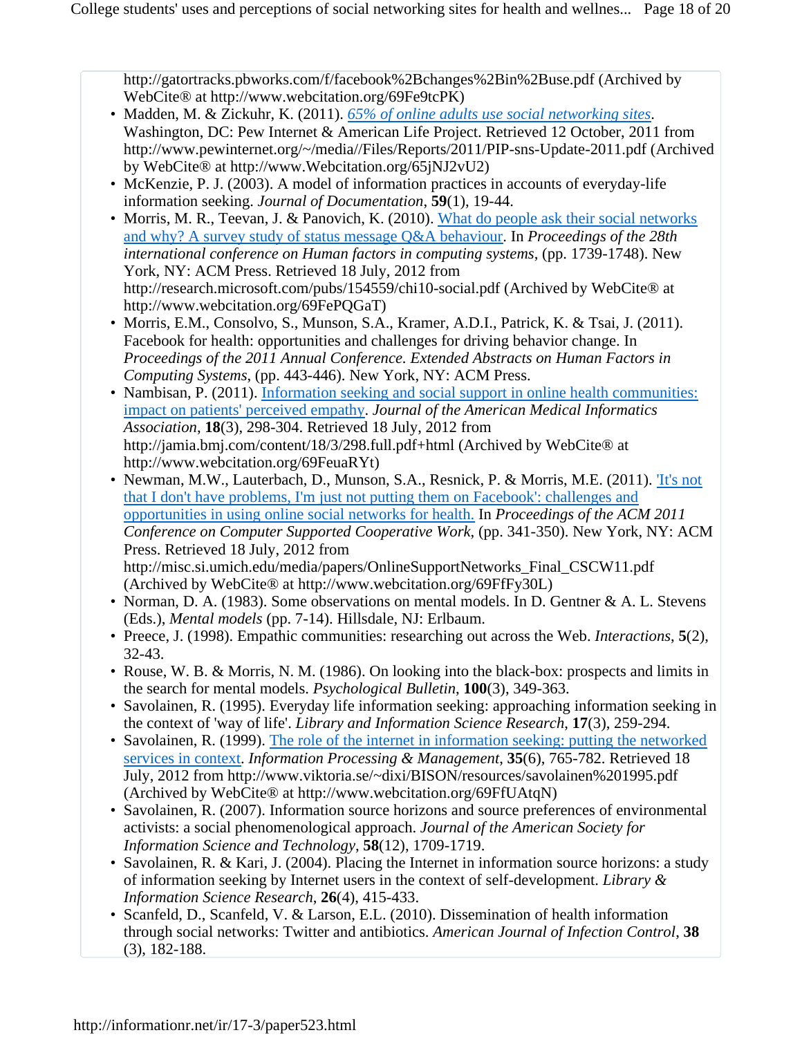http://gatortracks.pbworks.com/f/facebook%2Bchanges%2Bin%2Buse.pdf (Archived by WebCite® at http://www.webcitation.org/69Fe9tcPK)

- Madden, M. & Zickuhr, K. (2011). [*65% of online adults use social networking sites*](http://www.pewinternet.org/~/media//Files/Reports/2011/PIP-sns-Update-2011.pdf). Washington, DC: Pew Internet & American Life Project. Retrieved 12 October, 2011 from http://www.pewinternet.org/~/media//Files/Reports/2011/PIP-sns-Update-2011.pdf (Archived by WebCite® at http://www.Webcitation.org/65jNJ2vU2)
- McKenzie, P. J. (2003). A model of information practices in accounts of everyday-life information seeking. *Journal of Documentation*, **59**(1), 19-44.
- Morris, M. R., Teevan, J. & Panovich, K. (2010). [What do people ask their social networks and why? A survey study of status message Q&A behaviour](http://research.microsoft.com/pubs/154559/chi10-social.pdf). In *Proceedings of the 28th international conference on Human factors in computing systems*, (pp. 1739-1748). New York, NY: ACM Press. Retrieved 18 July, 2012 from http://research.microsoft.com/pubs/154559/chi10-social.pdf (Archived by WebCite® at http://www.webcitation.org/69FePQGaT)
- Morris, E.M., Consolvo, S., Munson, S.A., Kramer, A.D.I., Patrick, K. & Tsai, J. (2011). Facebook for health: opportunities and challenges for driving behavior change. In *Proceedings of the 2011 Annual Conference. Extended Abstracts on Human Factors in Computing Systems*, (pp. 443-446). New York, NY: ACM Press.
- Nambisan, P. (2011). [Information seeking and social support in online health communities: impact on patients' perceived empathy](http://jamia.bmj.com/content/18/3/298.full.pdf+html). *Journal of the American Medical Informatics Association*, **18**(3), 298-304. Retrieved 18 July, 2012 from http://jamia.bmj.com/content/18/3/298.full.pdf+html (Archived by WebCite® at http://www.webcitation.org/69FeuaRYt)
- Newman, M.W., Lauterbach, D., Munson, S.A., Resnick, P. & Morris, M.E. (2011). ['It's not that I don't have problems, I'm just not putting them on Facebook': challenges and opportunities in using online social networks for health.](http://misc.si.umich.edu/media/papers/OnlineSupportNetworks_Final_CSCW11.pdf) In *Proceedings of the ACM 2011 Conference on Computer Supported Cooperative Work*, (pp. 341-350). New York, NY: ACM Press. Retrieved 18 July, 2012 from http://misc.si.umich.edu/media/papers/OnlineSupportNetworks_Final_CSCW11.pdf (Archived by WebCite® at http://www.webcitation.org/69FfFy30L)
- Norman, D. A. (1983). Some observations on mental models. In D. Gentner & A. L. Stevens (Eds.), *Mental models* (pp. 7-14). Hillsdale, NJ: Erlbaum.
- Preece, J. (1998). Empathic communities: researching out across the Web. *Interactions*, **5**(2), 32-43.
- Rouse, W. B. & Morris, N. M. (1986). On looking into the black-box: prospects and limits in the search for mental models. *Psychological Bulletin*, **100**(3), 349-363.
- Savolainen, R. (1995). Everyday life information seeking: approaching information seeking in the context of 'way of life'. *Library and Information Science Research*, **17**(3), 259-294.
- Savolainen, R. (1999). [The role of the internet in information seeking: putting the networked services in context](http://www.viktoria.se/~dixi/BISON/resources/savolainen%201995.pdf). *Information Processing & Management*, **35**(6), 765-782. Retrieved 18 July, 2012 from http://www.viktoria.se/~dixi/BISON/resources/savolainen%201995.pdf (Archived by WebCite® at http://www.webcitation.org/69FfUAtqN)
- Savolainen, R. (2007). Information source horizons and source preferences of environmental activists: a social phenomenological approach. *Journal of the American Society for Information Science and Technology*, **58**(12), 1709-1719.
- Savolainen, R. & Kari, J. (2004). Placing the Internet in information source horizons: a study of information seeking by Internet users in the context of self-development. *Library & Information Science Research*, **26**(4), 415-433.
- Scanfeld, D., Scanfeld, V. & Larson, E.L. (2010). Dissemination of health information through social networks: Twitter and antibiotics. *American Journal of Infection Control*, **38** (3), 182-188.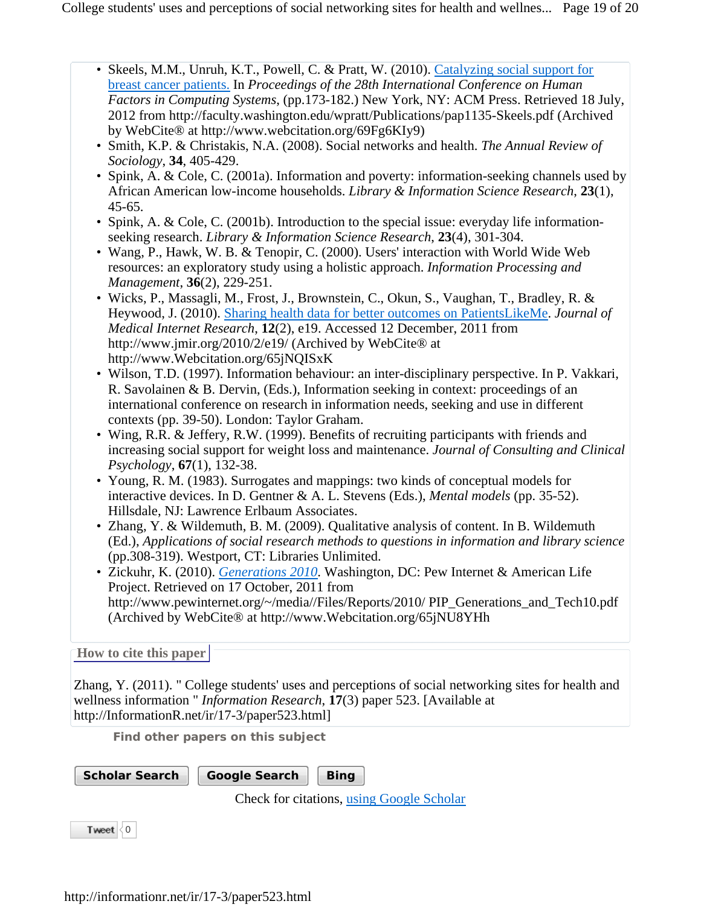- Skeels, M.M., Unruh, K.T., Powell, C. & Pratt, W. (2010). Catalyzing social support for breast cancer patients. In *Proceedings of the 28th International Conference on Human Factors in Computing Systems*, (pp.173-182.) New York, NY: ACM Press. Retrieved 18 July, 2012 from http://faculty.washington.edu/wpratt/Publications/pap1135-Skeels.pdf (Archived by WebCite® at http://www.webcitation.org/69Fg6KIy9)
- Smith, K.P. & Christakis, N.A. (2008). Social networks and health. *The Annual Review of Sociology*, **34**, 405-429.
- Spink, A. & Cole, C. (2001a). Information and poverty: information-seeking channels used by African American low-income households. *Library & Information Science Research*, **23**(1), 45-65.
- Spink, A. & Cole, C. (2001b). Introduction to the special issue: everyday life information-seeking research. *Library & Information Science Research*, **23**(4), 301-304.
- Wang, P., Hawk, W. B. & Tenopir, C. (2000). Users' interaction with World Wide Web resources: an exploratory study using a holistic approach. *Information Processing and Management*, **36**(2), 229-251.
- Wicks, P., Massagli, M., Frost, J., Brownstein, C., Okun, S., Vaughan, T., Bradley, R. & Heywood, J. (2010). Sharing health data for better outcomes on PatientsLikeMe. *Journal of Medical Internet Research*, **12**(2), e19. Accessed 12 December, 2011 from http://www.jmir.org/2010/2/e19/ (Archived by WebCite® at http://www.Webcitation.org/65jNQISxK
- Wilson, T.D. (1997). Information behaviour: an inter-disciplinary perspective. In P. Vakkari, R. Savolainen & B. Dervin, (Eds.), Information seeking in context: proceedings of an international conference on research in information needs, seeking and use in different contexts (pp. 39-50). London: Taylor Graham.
- Wing, R.R. & Jeffery, R.W. (1999). Benefits of recruiting participants with friends and increasing social support for weight loss and maintenance. *Journal of Consulting and Clinical Psychology*, **67**(1), 132-38.
- Young, R. M. (1983). Surrogates and mappings: two kinds of conceptual models for interactive devices. In D. Gentner & A. L. Stevens (Eds.), *Mental models* (pp. 35-52). Hillsdale, NJ: Lawrence Erlbaum Associates.
- Zhang, Y. & Wildemuth, B. M. (2009). Qualitative analysis of content. In B. Wildemuth (Ed.), *Applications of social research methods to questions in information and library science* (pp.308-319). Westport, CT: Libraries Unlimited.
- Zickuhr, K. (2010). *Generations 2010*. Washington, DC: Pew Internet & American Life Project. Retrieved on 17 October, 2011 from http://www.pewinternet.org/~/media//Files/Reports/2010/ PIP_Generations_and_Tech10.pdf (Archived by WebCite® at http://www.Webcitation.org/65jNU8YHh

## How to cite this paper

Zhang, Y. (2011). " College students' uses and perceptions of social networking sites for health and wellness information " *Information Research*, **17**(3) paper 523. [Available at http://InformationR.net/ir/17-3/paper523.html]

**Find other papers on this subject**

Scholar Search | Google Search | Bing

Check for citations, using Google Scholar

Tweet 0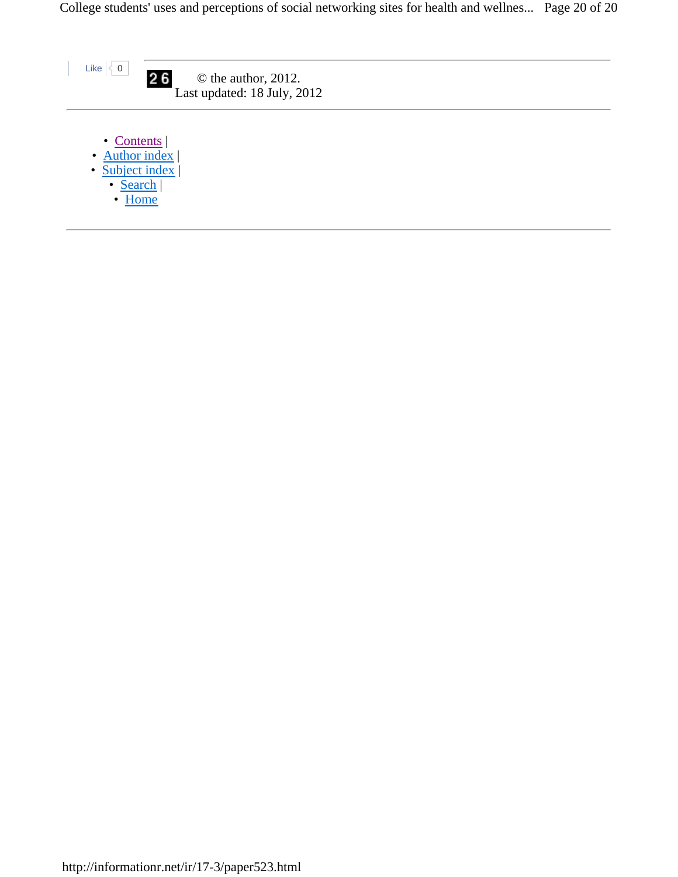Like 0

26 © the author, 2012.
Last updated: 18 July, 2012

---

- Contents |
- Author index |
- Subject index |
- Search |
- Home

---